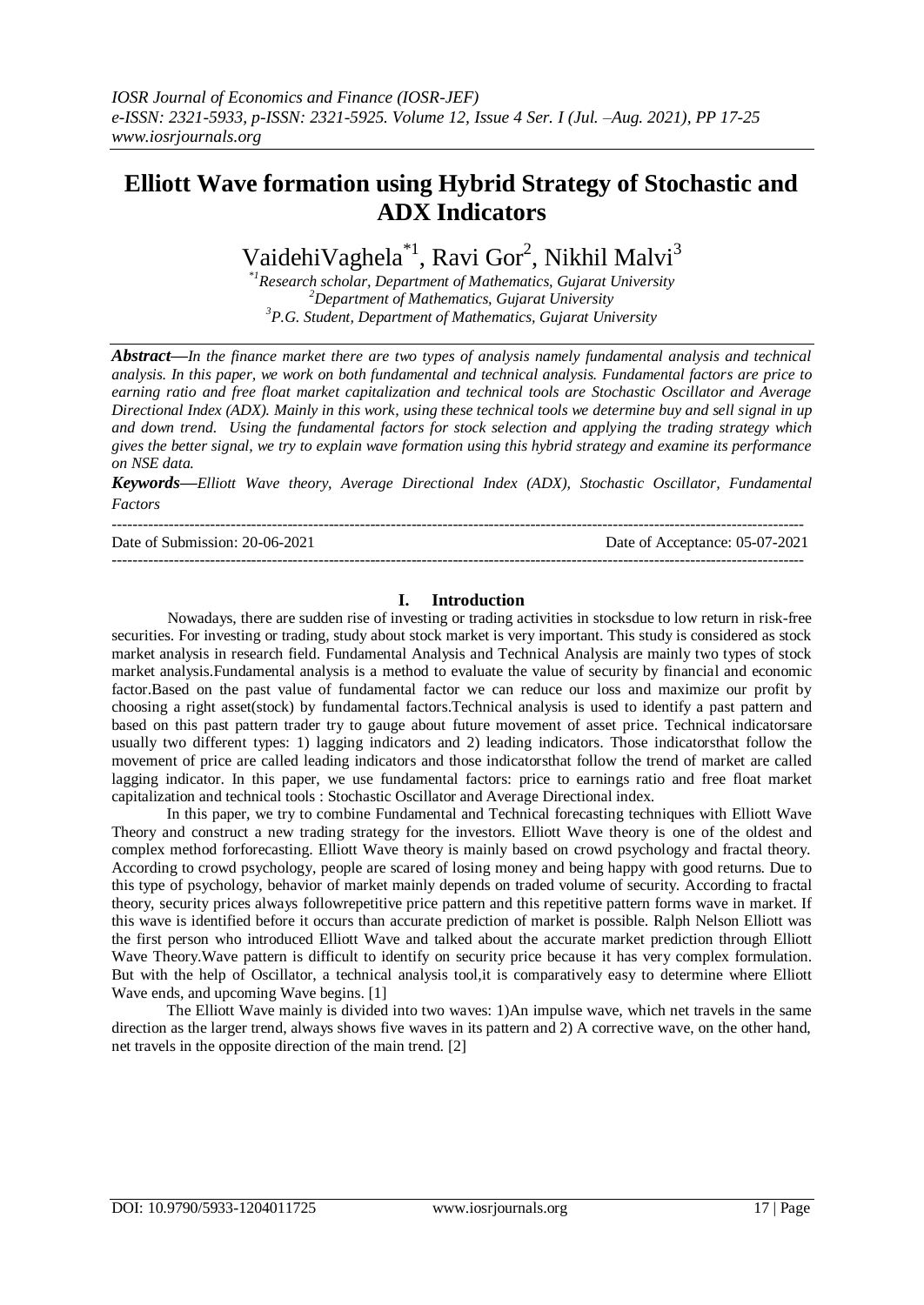# Elliott Wave formation using Hybrid Strategy of Stochastic and ADX Indicators

VaidehiVaghela[*1], Ravi Gor[2], Nikhil Malvi[3]

[*1]*Research scholar, Department of Mathematics, Gujarat University*
[2]*Department of Mathematics, Gujarat University*
[3]*P.G. Student, Department of Mathematics, Gujarat University*

***Abstract*****—***In the finance market there are two types of analysis namely fundamental analysis and technical analysis. In this paper, we work on both fundamental and technical analysis. Fundamental factors are price to earning ratio and free float market capitalization and technical tools are Stochastic Oscillator and Average Directional Index (ADX). Mainly in this work, using these technical tools we determine buy and sell signal in up and down trend. Using the fundamental factors for stock selection and applying the trading strategy which gives the better signal, we try to explain wave formation using this hybrid strategy and examine its performance on NSE data.*

***Keywords*****—***Elliott Wave theory, Average Directional Index (ADX), Stochastic Oscillator, Fundamental Factors*

---

Date of Submission: 20-06-2021 Date of Acceptance: 05-07-2021

---

## I. Introduction

Nowadays, there are sudden rise of investing or trading activities in stocksdue to low return in risk-free securities. For investing or trading, study about stock market is very important. This study is considered as stock market analysis in research field. Fundamental Analysis and Technical Analysis are mainly two types of stock market analysis.Fundamental analysis is a method to evaluate the value of security by financial and economic factor.Based on the past value of fundamental factor we can reduce our loss and maximize our profit by choosing a right asset(stock) by fundamental factors.Technical analysis is used to identify a past pattern and based on this past pattern trader try to gauge about future movement of asset price. Technical indicatorsare usually two different types: 1) lagging indicators and 2) leading indicators. Those indicatorsthat follow the movement of price are called leading indicators and those indicatorsthat follow the trend of market are called lagging indicator. In this paper, we use fundamental factors: price to earnings ratio and free float market capitalization and technical tools : Stochastic Oscillator and Average Directional index.

In this paper, we try to combine Fundamental and Technical forecasting techniques with Elliott Wave Theory and construct a new trading strategy for the investors. Elliott Wave theory is one of the oldest and complex method forforecasting. Elliott Wave theory is mainly based on crowd psychology and fractal theory. According to crowd psychology, people are scared of losing money and being happy with good returns. Due to this type of psychology, behavior of market mainly depends on traded volume of security. According to fractal theory, security prices always followrepetitive price pattern and this repetitive pattern forms wave in market. If this wave is identified before it occurs than accurate prediction of market is possible. Ralph Nelson Elliott was the first person who introduced Elliott Wave and talked about the accurate market prediction through Elliott Wave Theory.Wave pattern is difficult to identify on security price because it has very complex formulation. But with the help of Oscillator, a technical analysis tool,it is comparatively easy to determine where Elliott Wave ends, and upcoming Wave begins. [1]

The Elliott Wave mainly is divided into two waves: 1)An impulse wave, which net travels in the same direction as the larger trend, always shows five waves in its pattern and 2) A corrective wave, on the other hand, net travels in the opposite direction of the main trend. [2]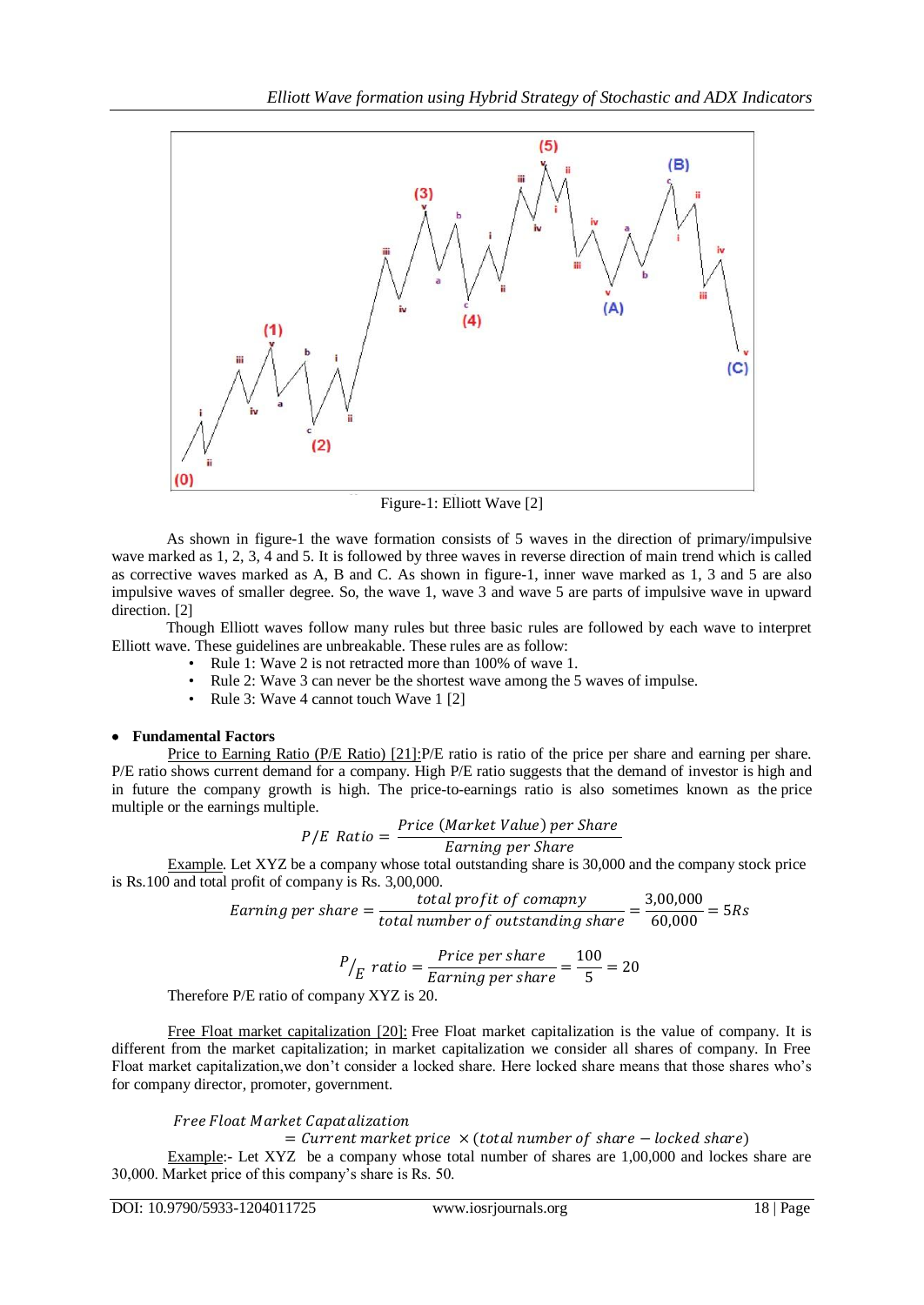Figure-1: Elliott Wave [2]

As shown in figure-1 the wave formation consists of 5 waves in the direction of primary/impulsive wave marked as 1, 2, 3, 4 and 5. It is followed by three waves in reverse direction of main trend which is called as corrective waves marked as A, B and C. As shown in figure-1, inner wave marked as 1, 3 and 5 are also impulsive waves of smaller degree. So, the wave 1, wave 3 and wave 5 are parts of impulsive wave in upward direction. [2]

Though Elliott waves follow many rules but three basic rules are followed by each wave to interpret Elliott wave. These guidelines are unbreakable. These rules are as follow:

- Rule 1: Wave 2 is not retracted more than 100% of wave 1.
- Rule 2: Wave 3 can never be the shortest wave among the 5 waves of impulse.
- Rule 3: Wave 4 cannot touch Wave 1 [2]

- **Fundamental Factors**

Price to Earning Ratio (P/E Ratio) [21]:P/E ratio is ratio of the price per share and earning per share. P/E ratio shows current demand for a company. High P/E ratio suggests that the demand of investor is high and in future the company growth is high. The price-to-earnings ratio is also sometimes known as the price multiple or the earnings multiple.

$$P/E\ Ratio = \frac{Price\ (Market\ Value)\ per\ Share}{Earning\ per\ Share}$$

Example. Let XYZ be a company whose total outstanding share is 30,000 and the company stock price is Rs.100 and total profit of company is Rs. 3,00,000.

$$Earning\ per\ share = \frac{total\ profit\ of\ comapny}{total\ number\ of\ outstanding\ share} = \frac{3{,}00{,}000}{60{,}000} = 5Rs$$

$$P/_E\ ratio = \frac{Price\ per\ share}{Earning\ per\ share} = \frac{100}{5} = 20$$

Therefore P/E ratio of company XYZ is 20.

Free Float market capitalization [20]: Free Float market capitalization is the value of company. It is different from the market capitalization; in market capitalization we consider all shares of company. In Free Float market capitalization,we don't consider a locked share. Here locked share means that those shares who's for company director, promoter, government.

$$Free\ Float\ Market\ Capatalization = Current\ market\ price\ \times (total\ number\ of\ share - locked\ share)$$

Example:- Let XYZ be a company whose total number of shares are 1,00,000 and lockes share are 30,000. Market price of this company's share is Rs. 50.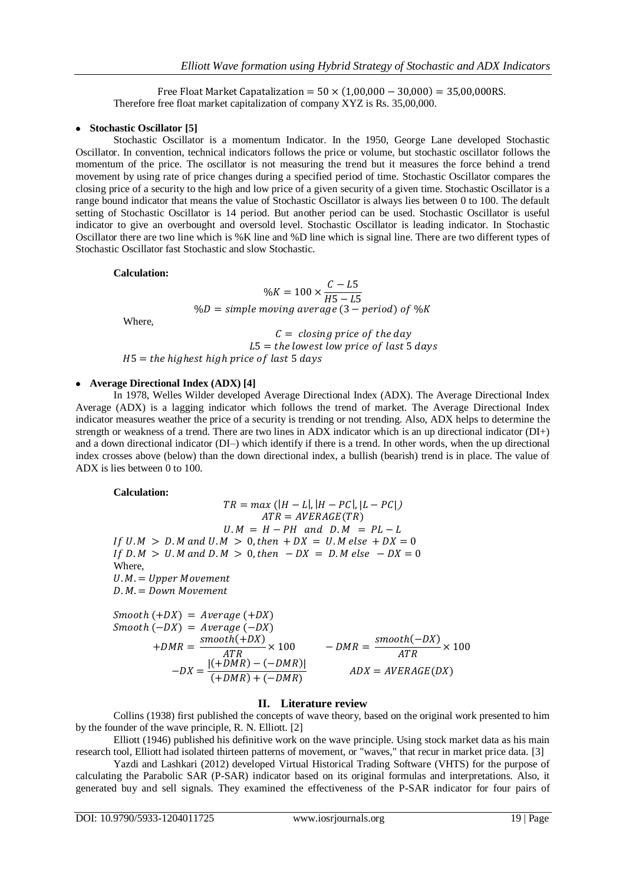$$\text{Free Float Market Capatalization} = 50 \times (1{,}00{,}000 - 30{,}000) = 35{,}00{,}000\text{RS.}$$

Therefore free float market capitalization of company XYZ is Rs. 35,00,000.

- **Stochastic Oscillator [5]**

Stochastic Oscillator is a momentum Indicator. In the 1950, George Lane developed Stochastic Oscillator. In convention, technical indicators follows the price or volume, but stochastic oscillator follows the momentum of the price. The oscillator is not measuring the trend but it measures the force behind a trend movement by using rate of price changes during a specified period of time. Stochastic Oscillator compares the closing price of a security to the high and low price of a given security of a given time. Stochastic Oscillator is a range bound indicator that means the value of Stochastic Oscillator is always lies between 0 to 100. The default setting of Stochastic Oscillator is 14 period. But another period can be used. Stochastic Oscillator is useful indicator to give an overbought and oversold level. Stochastic Oscillator is leading indicator. In Stochastic Oscillator there are two line which is %K line and %D line which is signal line. There are two different types of Stochastic Oscillator fast Stochastic and slow Stochastic.

**Calculation:**

$$\%K = 100 \times \frac{C - L5}{H5 - L5}$$

$$\%D = simple\ moving\ average\ (3 - period)\ of\ \%K$$

Where,

$$C = closing\ price\ of\ the\ day$$

$$L5 = the\ lowest\ low\ price\ of\ last\ 5\ days$$

$$H5 = the\ highest\ high\ price\ of\ last\ 5\ days$$

- **Average Directional Index (ADX) [4]**

In 1978, Welles Wilder developed Average Directional Index (ADX). The Average Directional Index Average (ADX) is a lagging indicator which follows the trend of market. The Average Directional Index indicator measures weather the price of a security is trending or not trending. Also, ADX helps to determine the strength or weakness of a trend. There are two lines in ADX indicator which is an up directional indicator (DI+) and a down directional indicator (DI–) which identify if there is a trend. In other words, when the up directional index crosses above (below) than the down directional index, a bullish (bearish) trend is in place. The value of ADX is lies between 0 to 100.

**Calculation:**

$$TR = max\ (|H - L|, |H - PC|, |L - PC|)$$

$$ATR = AVERAGE(TR)$$

$$U.M = H - PH \quad and \quad D.M = PL - L$$

$$If\ U.M > D.M\ and\ U.M > 0, then\ +DX = U.M\ else\ +DX = 0$$

$$If\ D.M > U.M\ and\ D.M > 0, then\ -DX = D.M\ else\ -DX = 0$$

Where,

$U.M. = Upper\ Movement$

$D.M. = Down\ Movement$

$$Smooth\ (+DX) = Average\ (+DX)$$

$$Smooth\ (-DX) = Average\ (-DX)$$

$$+DMR = \frac{smooth(+DX)}{ATR} \times 100 \qquad -DMR = \frac{smooth(-DX)}{ATR} \times 100$$

$$-DX = \frac{|(+DMR) - (-DMR)|}{(+DMR) + (-DMR)} \qquad ADX = AVERAGE(DX)$$

## II. Literature review

Collins (1938) first published the concepts of wave theory, based on the original work presented to him by the founder of the wave principle, R. N. Elliott. [2]

Elliott (1946) published his definitive work on the wave principle. Using stock market data as his main research tool, Elliott had isolated thirteen patterns of movement, or "waves," that recur in market price data. [3]

Yazdi and Lashkari (2012) developed Virtual Historical Trading Software (VHTS) for the purpose of calculating the Parabolic SAR (P-SAR) indicator based on its original formulas and interpretations. Also, it generated buy and sell signals. They examined the effectiveness of the P-SAR indicator for four pairs of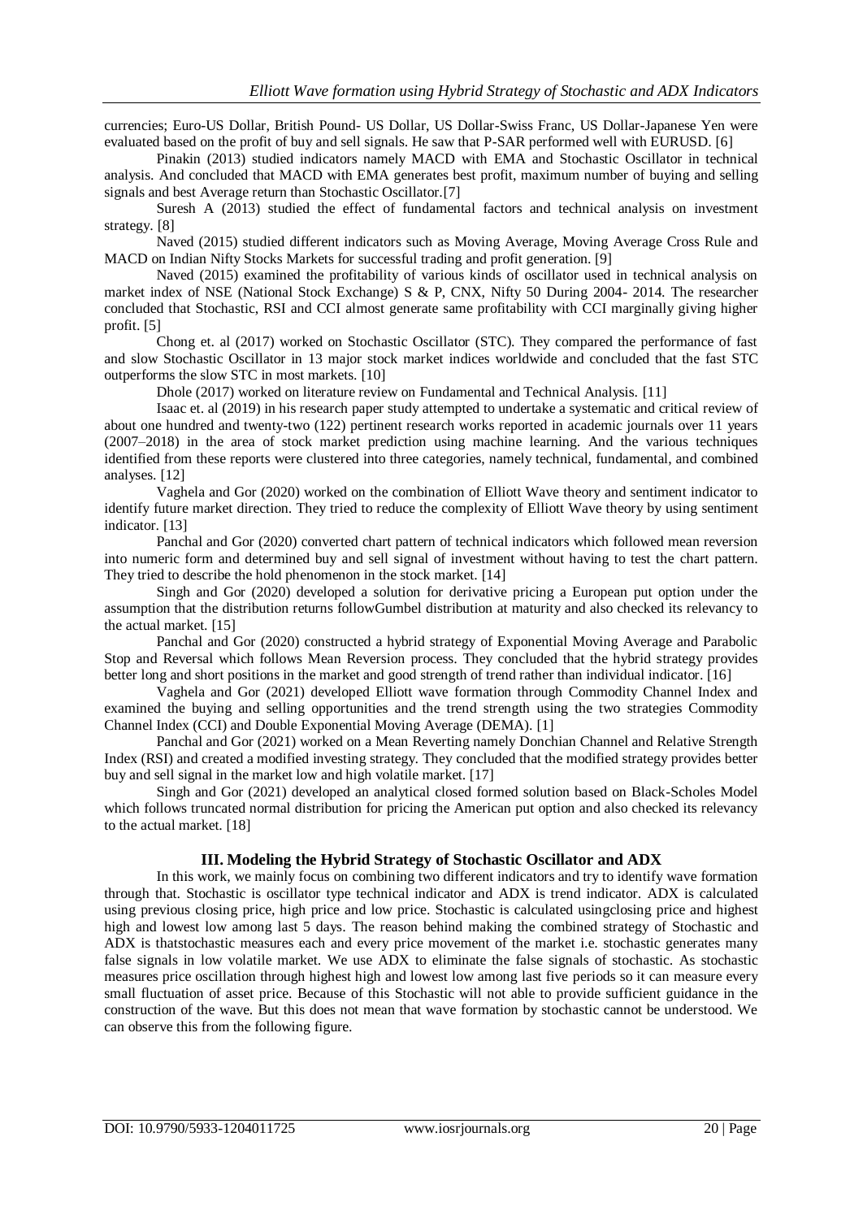currencies; Euro-US Dollar, British Pound- US Dollar, US Dollar-Swiss Franc, US Dollar-Japanese Yen were evaluated based on the profit of buy and sell signals. He saw that P-SAR performed well with EURUSD. [6]

Pinakin (2013) studied indicators namely MACD with EMA and Stochastic Oscillator in technical analysis. And concluded that MACD with EMA generates best profit, maximum number of buying and selling signals and best Average return than Stochastic Oscillator.[7]

Suresh A (2013) studied the effect of fundamental factors and technical analysis on investment strategy. [8]

Naved (2015) studied different indicators such as Moving Average, Moving Average Cross Rule and MACD on Indian Nifty Stocks Markets for successful trading and profit generation. [9]

Naved (2015) examined the profitability of various kinds of oscillator used in technical analysis on market index of NSE (National Stock Exchange) S & P, CNX, Nifty 50 During 2004- 2014. The researcher concluded that Stochastic, RSI and CCI almost generate same profitability with CCI marginally giving higher profit. [5]

Chong et. al (2017) worked on Stochastic Oscillator (STC). They compared the performance of fast and slow Stochastic Oscillator in 13 major stock market indices worldwide and concluded that the fast STC outperforms the slow STC in most markets. [10]

Dhole (2017) worked on literature review on Fundamental and Technical Analysis. [11]

Isaac et. al (2019) in his research paper study attempted to undertake a systematic and critical review of about one hundred and twenty-two (122) pertinent research works reported in academic journals over 11 years (2007–2018) in the area of stock market prediction using machine learning. And the various techniques identified from these reports were clustered into three categories, namely technical, fundamental, and combined analyses. [12]

Vaghela and Gor (2020) worked on the combination of Elliott Wave theory and sentiment indicator to identify future market direction. They tried to reduce the complexity of Elliott Wave theory by using sentiment indicator. [13]

Panchal and Gor (2020) converted chart pattern of technical indicators which followed mean reversion into numeric form and determined buy and sell signal of investment without having to test the chart pattern. They tried to describe the hold phenomenon in the stock market. [14]

Singh and Gor (2020) developed a solution for derivative pricing a European put option under the assumption that the distribution returns followGumbel distribution at maturity and also checked its relevancy to the actual market. [15]

Panchal and Gor (2020) constructed a hybrid strategy of Exponential Moving Average and Parabolic Stop and Reversal which follows Mean Reversion process. They concluded that the hybrid strategy provides better long and short positions in the market and good strength of trend rather than individual indicator. [16]

Vaghela and Gor (2021) developed Elliott wave formation through Commodity Channel Index and examined the buying and selling opportunities and the trend strength using the two strategies Commodity Channel Index (CCI) and Double Exponential Moving Average (DEMA). [1]

Panchal and Gor (2021) worked on a Mean Reverting namely Donchian Channel and Relative Strength Index (RSI) and created a modified investing strategy. They concluded that the modified strategy provides better buy and sell signal in the market low and high volatile market. [17]

Singh and Gor (2021) developed an analytical closed formed solution based on Black-Scholes Model which follows truncated normal distribution for pricing the American put option and also checked its relevancy to the actual market. [18]

## III. Modeling the Hybrid Strategy of Stochastic Oscillator and ADX

In this work, we mainly focus on combining two different indicators and try to identify wave formation through that. Stochastic is oscillator type technical indicator and ADX is trend indicator. ADX is calculated using previous closing price, high price and low price. Stochastic is calculated usingclosing price and highest high and lowest low among last 5 days. The reason behind making the combined strategy of Stochastic and ADX is thatstochastic measures each and every price movement of the market i.e. stochastic generates many false signals in low volatile market. We use ADX to eliminate the false signals of stochastic. As stochastic measures price oscillation through highest high and lowest low among last five periods so it can measure every small fluctuation of asset price. Because of this Stochastic will not able to provide sufficient guidance in the construction of the wave. But this does not mean that wave formation by stochastic cannot be understood. We can observe this from the following figure.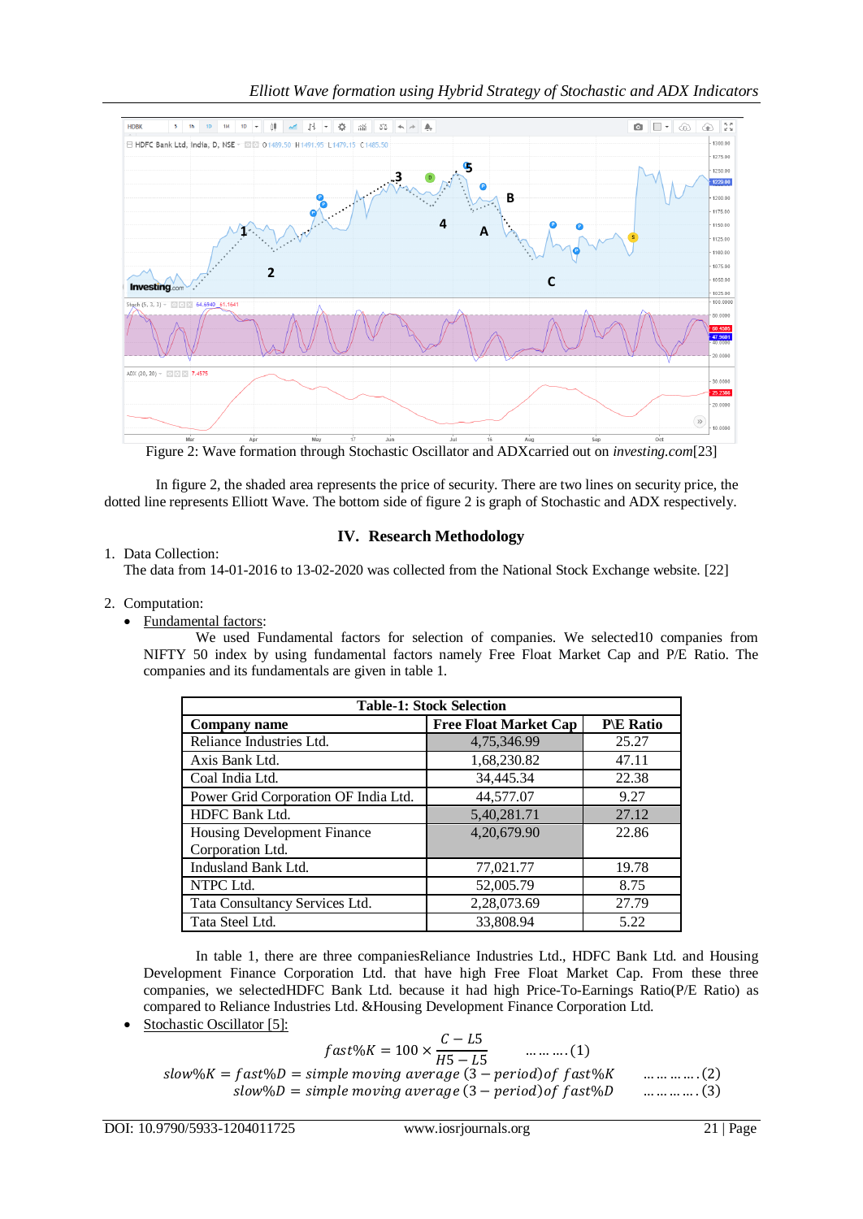Figure 2: Wave formation through Stochastic Oscillator and ADXcarried out on *investing.com*[23]

In figure 2, the shaded area represents the price of security. There are two lines on security price, the dotted line represents Elliott Wave. The bottom side of figure 2 is graph of Stochastic and ADX respectively.

## IV. Research Methodology

1. Data Collection:
   The data from 14-01-2016 to 13-02-2020 was collected from the National Stock Exchange website. [22]

2. Computation:
   - Fundamental factors:
     We used Fundamental factors for selection of companies. We selected10 companies from NIFTY 50 index by using fundamental factors namely Free Float Market Cap and P/E Ratio. The companies and its fundamentals are given in table 1.

**Table-1: Stock Selection**

| Company name | Free Float Market Cap | P\E Ratio |
|---|---|---|
| Reliance Industries Ltd. | 4,75,346.99 | 25.27 |
| Axis Bank Ltd. | 1,68,230.82 | 47.11 |
| Coal India Ltd. | 34,445.34 | 22.38 |
| Power Grid Corporation OF India Ltd. | 44,577.07 | 9.27 |
| HDFC Bank Ltd. | 5,40,281.71 | 27.12 |
| Housing Development Finance Corporation Ltd. | 4,20,679.90 | 22.86 |
| Indusland Bank Ltd. | 77,021.77 | 19.78 |
| NTPC Ltd. | 52,005.79 | 8.75 |
| Tata Consultancy Services Ltd. | 2,28,073.69 | 27.79 |
| Tata Steel Ltd. | 33,808.94 | 5.22 |

In table 1, there are three companiesReliance Industries Ltd., HDFC Bank Ltd. and Housing Development Finance Corporation Ltd. that have high Free Float Market Cap. From these three companies, we selectedHDFC Bank Ltd. because it had high Price-To-Earnings Ratio(P/E Ratio) as compared to Reliance Industries Ltd. &Housing Development Finance Corporation Ltd.

   - Stochastic Oscillator [5]:

$$fast\%K = 100 \times \frac{C - L5}{H5 - L5} \qquad \ldots\ldots\ldots(1)$$

$$slow\%K = fast\%D = simple\ moving\ average\ (3 - period) of\ fast\%K \qquad \ldots\ldots\ldots\ldots(2)$$

$$slow\%D = simple\ moving\ average\ (3 - period) of\ fast\%D \qquad \ldots\ldots\ldots\ldots(3)$$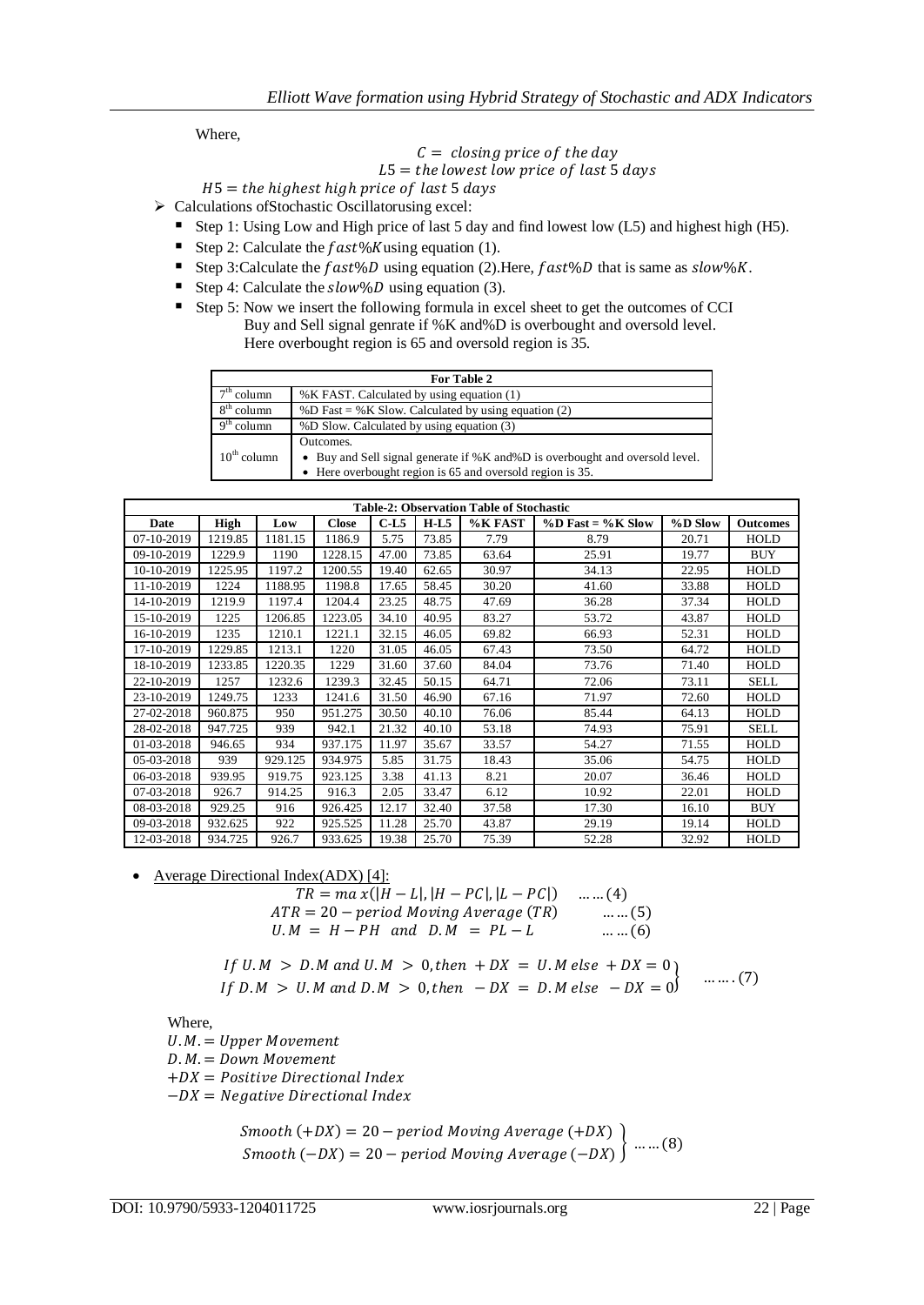Where,

$$C = \text{closing price of the day}$$
$$L5 = \text{the lowest low price of last 5 days}$$
$$H5 = \text{the highest high price of last 5 days}$$

- Calculations ofStochastic Oscillatorusing excel:
  - Step 1: Using Low and High price of last 5 day and find lowest low (L5) and highest high (H5).
  - Step 2: Calculate the $fast\%K$using equation (1).
  - Step 3:Calculate the $fast\%D$ using equation (2).Here, $fast\%D$ that is same as $slow\%K$.
  - Step 4: Calculate the $slow\%D$ using equation (3).
  - Step 5: Now we insert the following formula in excel sheet to get the outcomes of CCI Buy and Sell signal genrate if %K and%D is overbought and oversold level. Here overbought region is 65 and oversold region is 35.

| For Table 2 | |
|---|---|
| 7th column | %K FAST. Calculated by using equation (1) |
| 8th column | %D Fast = %K Slow. Calculated by using equation (2) |
| 9th column | %D Slow. Calculated by using equation (3) |
| 10th column | Outcomes.<br>• Buy and Sell signal generate if %K and%D is overbought and oversold level.<br>• Here overbought region is 65 and oversold region is 35. |

**Table-2: Observation Table of Stochastic**

| Date | High | Low | Close | C-L5 | H-L5 | %K FAST | %D Fast = %K Slow | %D Slow | Outcomes |
|---|---|---|---|---|---|---|---|---|---|
| 07-10-2019 | 1219.85 | 1181.15 | 1186.9 | 5.75 | 73.85 | 7.79 | 8.79 | 20.71 | HOLD |
| 09-10-2019 | 1229.9 | 1190 | 1228.15 | 47.00 | 73.85 | 63.64 | 25.91 | 19.77 | BUY |
| 10-10-2019 | 1225.95 | 1197.2 | 1200.55 | 19.40 | 62.65 | 30.97 | 34.13 | 22.95 | HOLD |
| 11-10-2019 | 1224 | 1188.95 | 1198.8 | 17.65 | 58.45 | 30.20 | 41.60 | 33.88 | HOLD |
| 14-10-2019 | 1219.9 | 1197.4 | 1204.4 | 23.25 | 48.75 | 47.69 | 36.28 | 37.34 | HOLD |
| 15-10-2019 | 1225 | 1206.85 | 1223.05 | 34.10 | 40.95 | 83.27 | 53.72 | 43.87 | HOLD |
| 16-10-2019 | 1235 | 1210.1 | 1221.1 | 32.15 | 46.05 | 69.82 | 66.93 | 52.31 | HOLD |
| 17-10-2019 | 1229.85 | 1213.1 | 1220 | 31.05 | 46.05 | 67.43 | 73.50 | 64.72 | HOLD |
| 18-10-2019 | 1233.85 | 1220.35 | 1229 | 31.60 | 37.60 | 84.04 | 73.76 | 71.40 | HOLD |
| 22-10-2019 | 1257 | 1232.6 | 1239.3 | 32.45 | 50.15 | 64.71 | 72.06 | 73.11 | SELL |
| 23-10-2019 | 1249.75 | 1233 | 1241.6 | 31.50 | 46.90 | 67.16 | 71.97 | 72.60 | HOLD |
| 27-02-2018 | 960.875 | 950 | 951.275 | 30.50 | 40.10 | 76.06 | 85.44 | 64.13 | HOLD |
| 28-02-2018 | 947.725 | 939 | 942.1 | 21.32 | 40.10 | 53.18 | 74.93 | 75.91 | SELL |
| 01-03-2018 | 946.65 | 934 | 937.175 | 11.97 | 35.67 | 33.57 | 54.27 | 71.55 | HOLD |
| 05-03-2018 | 939 | 929.125 | 934.975 | 5.85 | 31.75 | 18.43 | 35.06 | 54.75 | HOLD |
| 06-03-2018 | 939.95 | 919.75 | 923.125 | 3.38 | 41.13 | 8.21 | 20.07 | 36.46 | HOLD |
| 07-03-2018 | 926.7 | 914.25 | 916.3 | 2.05 | 33.47 | 6.12 | 10.92 | 22.01 | HOLD |
| 08-03-2018 | 929.25 | 916 | 926.425 | 12.17 | 32.40 | 37.58 | 17.30 | 16.10 | BUY |
| 09-03-2018 | 932.625 | 922 | 925.525 | 11.28 | 25.70 | 43.87 | 29.19 | 19.14 | HOLD |
| 12-03-2018 | 934.725 | 926.7 | 933.625 | 19.38 | 25.70 | 75.39 | 52.28 | 32.92 | HOLD |

- Average Directional Index(ADX) [4]:

$$TR = max(|H - L|, |H - PC|, |L - PC|) \quad \ldots\ldots(4)$$
$$ATR = 20 - period\ Moving\ Average\ (TR) \quad \ldots\ldots(5)$$
$$U.M = H - PH \ \ and \ \ D.M = PL - L \quad \ldots\ldots(6)$$

$$\left.\begin{array}{l} If\ U.M > D.M\ and\ U.M > 0, then\ +DX = U.M\ else\ +DX = 0 \\ If\ D.M > U.M\ and\ D.M > 0, then\ -DX = D.M\ else\ -DX = 0 \end{array}\right\} \quad \ldots\ldots(7)$$

Where,

$U.M. = Upper\ Movement$
$D.M. = Down\ Movement$
$+DX = Positive\ Directional\ Index$
$-DX = Negative\ Directional\ Index$

$$\left.\begin{array}{l} Smooth\ (+DX) = 20 - period\ Moving\ Average\ (+DX) \\ Smooth\ (-DX) = 20 - period\ Moving\ Average\ (-DX) \end{array}\right\} \quad \ldots\ldots(8)$$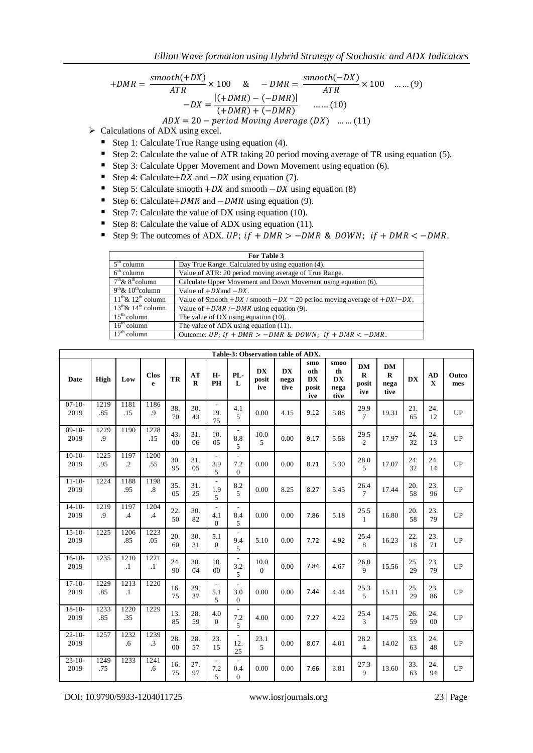$$+DMR = \frac{smooth(+DX)}{ATR} \times 100 \quad \& \quad -DMR = \frac{smooth(-DX)}{ATR} \times 100 \quad \ldots\ldots(9)$$

$$-DX = \frac{|(+DMR) - (-DMR)|}{(+DMR) + (-DMR)} \quad \ldots\ldots(10)$$

$$ADX = 20 - period\ Moving\ Average\ (DX) \quad \ldots\ldots(11)$$

- Calculations of ADX using excel.
  - Step 1: Calculate True Range using equation (4).
  - Step 2: Calculate the value of ATR taking 20 period moving average of TR using equation (5).
  - Step 3: Calculate Upper Movement and Down Movement using equation (6).
  - Step 4: Calculate $+DX$ and $-DX$ using equation (7).
  - Step 5: Calculate smooth $+DX$ and smooth $-DX$ using equation (8)
  - Step 6: Calculate $+DMR$ and $-DMR$ using equation (9).
  - Step 7: Calculate the value of DX using equation (10).
  - Step 8: Calculate the value of ADX using equation (11).
  - Step 9: The outcomes of ADX. $UP;\ if\ +DMR > -DMR\ \&\ DOWN;\ if\ +DMR < -DMR$.

| For Table 3 | |
|---|---|
| 5th column | Day True Range. Calculated by using equation (4). |
| 6th column | Value of ATR: 20 period moving average of True Range. |
| 7th & 8th column | Calculate Upper Movement and Down Movement using equation (6). |
| 9th & 10th column | Value of $+DX$ and $-DX$. |
| 11th & 12th column | Value of Smooth $+DX$ / smooth $-DX$ = 20 period moving average of $+DX/-DX$. |
| 13th & 14th column | Value of $+DMR$ / $-DMR$ using equation (9). |
| 15th column | The value of DX using equation (10). |
| 16th column | The value of ADX using equation (11). |
| 17th column | Outcome: $UP;\ if\ +DMR > -DMR\ \&\ DOWN;\ if\ +DMR < -DMR$. |

**Table-3: Observation table of ADX.**

| Date | High | Low | Close | TR | ATR | H-PH | PL-L | DX positive | DX negative | smooth DX positive | smooth DX negative | DMR positive | DMR negative | DX | ADX | Outcomes |
|---|---|---|---|---|---|---|---|---|---|---|---|---|---|---|---|---|
| 07-10-2019 | 1219.85 | 1181.15 | 1186.9 | 38.70 | 30.43 | -19.75 | 4.15 | 0.00 | 4.15 | 9.12 | 5.88 | 29.97 | 19.31 | 21.65 | 24.12 | UP |
| 09-10-2019 | 1229.9 | 1190 | 1228.15 | 43.00 | 31.06 | 10.05 | -8.85 | 10.05 | 0.00 | 9.17 | 5.58 | 29.52 | 17.97 | 24.32 | 24.13 | UP |
| 10-10-2019 | 1225.95 | 1197.2 | 1200.55 | 30.95 | 31.05 | -3.95 | -7.20 | 0.00 | 0.00 | 8.71 | 5.30 | 28.05 | 17.07 | 24.32 | 24.14 | UP |
| 11-10-2019 | 1224 | 1188.95 | 1198.8 | 35.05 | 31.25 | -1.95 | 8.25 | 0.00 | 8.25 | 8.27 | 5.45 | 26.47 | 17.44 | 20.58 | 23.96 | UP |
| 14-10-2019 | 1219.9 | 1197.4 | 1204.4 | 22.50 | 30.82 | -4.10 | -8.45 | 0.00 | 0.00 | 7.86 | 5.18 | 25.51 | 16.80 | 20.58 | 23.79 | UP |
| 15-10-2019 | 1225 | 1206.85 | 1223.05 | 20.60 | 30.31 | 5.10 | -9.45 | 5.10 | 0.00 | 7.72 | 4.92 | 25.48 | 16.23 | 22.18 | 23.71 | UP |
| 16-10-2019 | 1235 | 1210.1 | 1221.1 | 24.90 | 30.04 | 10.00 | -3.25 | 10.00 | 0.00 | 7.84 | 4.67 | 26.09 | 15.56 | 25.29 | 23.79 | UP |
| 17-10-2019 | 1229.85 | 1213.1 | 1220 | 16.75 | 29.37 | -5.15 | -3.00 | 0.00 | 0.00 | 7.44 | 4.44 | 25.35 | 15.11 | 25.29 | 23.86 | UP |
| 18-10-2019 | 1233.85 | 1220.35 | 1229 | 13.85 | 28.59 | 4.00 | -7.25 | 4.00 | 0.00 | 7.27 | 4.22 | 25.43 | 14.75 | 26.59 | 24.00 | UP |
| 22-10-2019 | 1257 | 1232.6 | 1239.3 | 28.00 | 28.57 | 23.15 | -12.25 | 23.15 | 0.00 | 8.07 | 4.01 | 28.24 | 14.02 | 33.63 | 24.48 | UP |
| 23-10-2019 | 1249.75 | 1233 | 1241.6 | 16.75 | 27.97 | -7.25 | -0.40 | 0.00 | 0.00 | 7.66 | 3.81 | 27.39 | 13.60 | 33.63 | 24.94 | UP |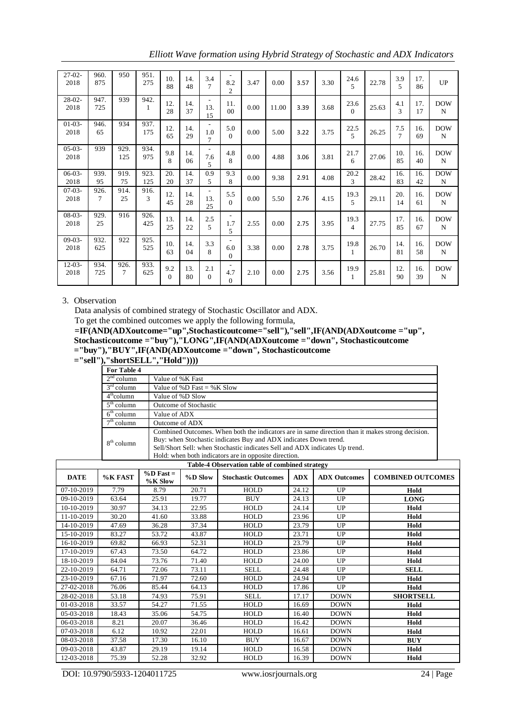| 27-02-2018 | 960.875 | 950 | 951.275 | 10.88 | 14.48 | 3.47 | -8.22 | 3.47 | 0.00 | 3.57 | 3.30 | 24.65 | 22.78 | 3.95 | 17.86 | UP |
|---|---|---|---|---|---|---|---|---|---|---|---|---|---|---|---|---|
| 28-02-2018 | 947.725 | 939 | 942.1 | 12.28 | 14.37 | -13.15 | 11.00 | 0.00 | 11.00 | 3.39 | 3.68 | 23.60 | 25.63 | 4.13 | 17.17 | DOWN |
| 01-03-2018 | 946.65 | 934 | 937.175 | 12.65 | 14.29 | -1.07 | 5.00 | 0.00 | 5.00 | 3.22 | 3.75 | 22.55 | 26.25 | 7.57 | 16.69 | DOWN |
| 05-03-2018 | 939 | 929.125 | 934.975 | 9.88 | 14.06 | -7.65 | 4.88 | 0.00 | 4.88 | 3.06 | 3.81 | 21.76 | 27.06 | 10.85 | 16.40 | DOWN |
| 06-03-2018 | 939.95 | 919.75 | 923.125 | 20.20 | 14.37 | 0.95 | 9.38 | 0.00 | 9.38 | 2.91 | 4.08 | 20.23 | 28.42 | 16.83 | 16.42 | DOWN |
| 07-03-2018 | 926.7 | 914.25 | 916.3 | 12.45 | 14.28 | -13.25 | 5.50 | 0.00 | 5.50 | 2.76 | 4.15 | 19.35 | 29.11 | 20.14 | 16.61 | DOWN |
| 08-03-2018 | 929.25 | 916 | 926.425 | 13.25 | 14.22 | 2.55 | -1.75 | 2.55 | 0.00 | 2.75 | 3.95 | 19.34 | 27.75 | 17.85 | 16.67 | DOWN |
| 09-03-2018 | 932.625 | 922 | 925.525 | 10.63 | 14.04 | 3.38 | -6.00 | 3.38 | 0.00 | 2.78 | 3.75 | 19.81 | 26.70 | 14.81 | 16.58 | DOWN |
| 12-03-2018 | 934.725 | 926.7 | 933.625 | 9.20 | 13.80 | 2.10 | -4.70 | 2.10 | 0.00 | 2.75 | 3.56 | 19.91 | 25.81 | 12.90 | 16.39 | DOWN |

3. Observation

Data analysis of combined strategy of Stochastic Oscillator and ADX.

To get the combined outcomes we apply the following formula,

**=IF(AND(ADXoutcome="up",Stochasticoutcome="sell"),"sell",IF(AND(ADXoutcome ="up", Stochasticoutcome ="buy"),"LONG",IF(AND(ADXoutcome ="down", Stochasticoutcome ="buy"),"BUY",IF(AND(ADXoutcome ="down", Stochasticoutcome ="sell"),"shortSELL","Hold"))))**

| For Table 4 | |
|---|---|
| 2nd column | Value of %K Fast |
| 3rd column | Value of %D Fast = %K Slow |
| 4th column | Value of %D Slow |
| 5th column | Outcome of Stochastic |
| 6th column | Value of ADX |
| 7th column | Outcome of ADX |
| 8th column | Combined Outcomes. When both the indicators are in same direction than it makes strong decision. Buy: when Stochastic indicates Buy and ADX indicates Down trend. Sell/Short Sell: when Stochastic indicates Sell and ADX indicates Up trend. Hold: when both indicators are in opposite direction. |

**Table-4 Observation table of combined strategy**

| DATE | %K FAST | %D Fast = %K Slow | %D Slow | Stochastic Outcomes | ADX | ADX Outcomes | COMBINED OUTCOMES |
|---|---|---|---|---|---|---|---|
| 07-10-2019 | 7.79 | 8.79 | 20.71 | HOLD | 24.12 | UP | **Hold** |
| 09-10-2019 | 63.64 | 25.91 | 19.77 | BUY | 24.13 | UP | **LONG** |
| 10-10-2019 | 30.97 | 34.13 | 22.95 | HOLD | 24.14 | UP | **Hold** |
| 11-10-2019 | 30.20 | 41.60 | 33.88 | HOLD | 23.96 | UP | **Hold** |
| 14-10-2019 | 47.69 | 36.28 | 37.34 | HOLD | 23.79 | UP | **Hold** |
| 15-10-2019 | 83.27 | 53.72 | 43.87 | HOLD | 23.71 | UP | **Hold** |
| 16-10-2019 | 69.82 | 66.93 | 52.31 | HOLD | 23.79 | UP | **Hold** |
| 17-10-2019 | 67.43 | 73.50 | 64.72 | HOLD | 23.86 | UP | **Hold** |
| 18-10-2019 | 84.04 | 73.76 | 71.40 | HOLD | 24.00 | UP | **Hold** |
| 22-10-2019 | 64.71 | 72.06 | 73.11 | SELL | 24.48 | UP | **SELL** |
| 23-10-2019 | 67.16 | 71.97 | 72.60 | HOLD | 24.94 | UP | **Hold** |
| 27-02-2018 | 76.06 | 85.44 | 64.13 | HOLD | 17.86 | UP | **Hold** |
| 28-02-2018 | 53.18 | 74.93 | 75.91 | SELL | 17.17 | DOWN | **SHORTSELL** |
| 01-03-2018 | 33.57 | 54.27 | 71.55 | HOLD | 16.69 | DOWN | **Hold** |
| 05-03-2018 | 18.43 | 35.06 | 54.75 | HOLD | 16.40 | DOWN | **Hold** |
| 06-03-2018 | 8.21 | 20.07 | 36.46 | HOLD | 16.42 | DOWN | **Hold** |
| 07-03-2018 | 6.12 | 10.92 | 22.01 | HOLD | 16.61 | DOWN | **Hold** |
| 08-03-2018 | 37.58 | 17.30 | 16.10 | BUY | 16.67 | DOWN | **BUY** |
| 09-03-2018 | 43.87 | 29.19 | 19.14 | HOLD | 16.58 | DOWN | **Hold** |
| 12-03-2018 | 75.39 | 52.28 | 32.92 | HOLD | 16.39 | DOWN | **Hold** |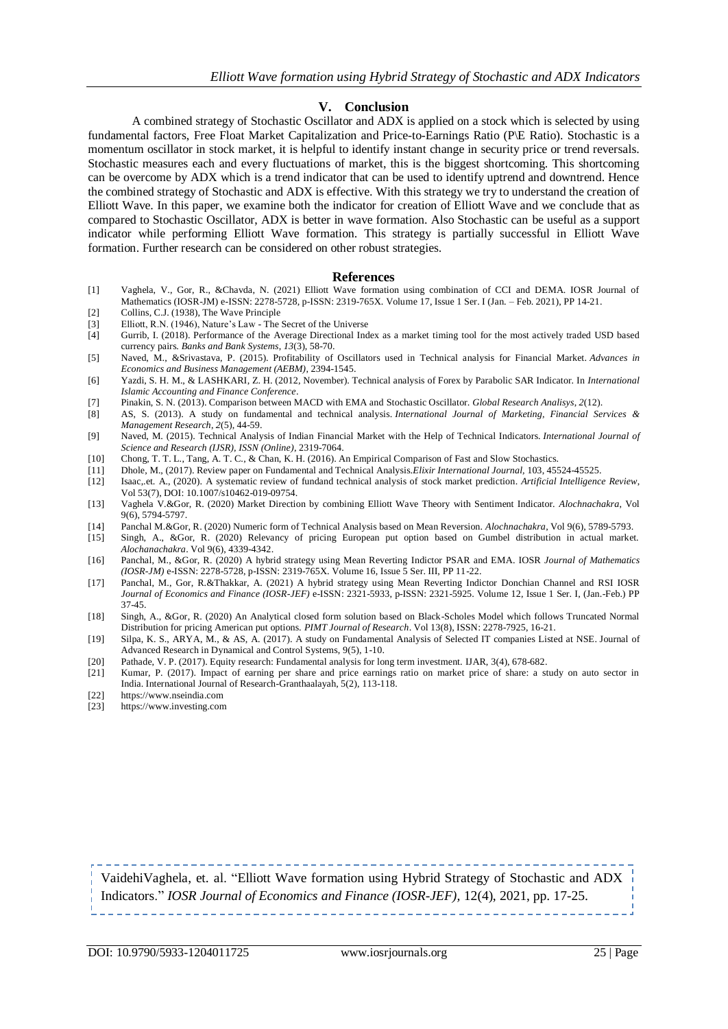## V. Conclusion

A combined strategy of Stochastic Oscillator and ADX is applied on a stock which is selected by using fundamental factors, Free Float Market Capitalization and Price-to-Earnings Ratio (P\E Ratio). Stochastic is a momentum oscillator in stock market, it is helpful to identify instant change in security price or trend reversals. Stochastic measures each and every fluctuations of market, this is the biggest shortcoming. This shortcoming can be overcome by ADX which is a trend indicator that can be used to identify uptrend and downtrend. Hence the combined strategy of Stochastic and ADX is effective. With this strategy we try to understand the creation of Elliott Wave. In this paper, we examine both the indicator for creation of Elliott Wave and we conclude that as compared to Stochastic Oscillator, ADX is better in wave formation. Also Stochastic can be useful as a support indicator while performing Elliott Wave formation. This strategy is partially successful in Elliott Wave formation. Further research can be considered on other robust strategies.

## References

[1] Vaghela, V., Gor, R., &Chavda, N. (2021) Elliott Wave formation using combination of CCI and DEMA. IOSR Journal of Mathematics (IOSR-JM) e-ISSN: 2278-5728, p-ISSN: 2319-765X. Volume 17, Issue 1 Ser. I (Jan. – Feb. 2021), PP 14-21.

[2] Collins, C.J. (1938), The Wave Principle

[3] Elliott, R.N. (1946), Nature's Law - The Secret of the Universe

[4] Gurrib, I. (2018). Performance of the Average Directional Index as a market timing tool for the most actively traded USD based currency pairs. *Banks and Bank Systems*, *13*(3), 58-70.

[5] Naved, M., &Srivastava, P. (2015). Profitability of Oscillators used in Technical analysis for Financial Market. *Advances in Economics and Business Management (AEBM)*, 2394-1545.

[6] Yazdi, S. H. M., & LASHKARI, Z. H. (2012, November). Technical analysis of Forex by Parabolic SAR Indicator. In *International Islamic Accounting and Finance Conference*.

[7] Pinakin, S. N. (2013). Comparison between MACD with EMA and Stochastic Oscillator. *Global Research Analisys*, *2*(12).

[8] AS, S. (2013). A study on fundamental and technical analysis. *International Journal of Marketing, Financial Services & Management Research*, *2*(5), 44-59.

[9] Naved, M. (2015). Technical Analysis of Indian Financial Market with the Help of Technical Indicators. *International Journal of Science and Research (IJSR), ISSN (Online)*, 2319-7064.

[10] Chong, T. T. L., Tang, A. T. C., & Chan, K. H. (2016). An Empirical Comparison of Fast and Slow Stochastics.

[11] Dhole, M., (2017). Review paper on Fundamental and Technical Analysis.*Elixir International Journal,* 103, 45524-45525.

[12] Isaac,.et. A., (2020). A systematic review of fundand technical analysis of stock market prediction. *Artificial Intelligence Review,* Vol 53(7), DOI: 10.1007/s10462-019-09754.

[13] Vaghela V.&Gor, R. (2020) Market Direction by combining Elliott Wave Theory with Sentiment Indicator. *Alochnachakra*, Vol 9(6), 5794-5797.

[14] Panchal M.&Gor, R. (2020) Numeric form of Technical Analysis based on Mean Reversion. *Alochnachakra*, Vol 9(6), 5789-5793.

[15] Singh, A., &Gor, R. (2020) Relevancy of pricing European put option based on Gumbel distribution in actual market. *Alochanachakra*. Vol 9(6), 4339-4342.

[16] Panchal, M., &Gor, R. (2020) A hybrid strategy using Mean Reverting Indictor PSAR and EMA. IOSR *Journal of Mathematics (IOSR-JM)* e-ISSN: 2278-5728, p-ISSN: 2319-765X. Volume 16, Issue 5 Ser. III, PP 11-22.

[17] Panchal, M., Gor, R.&Thakkar, A. (2021) A hybrid strategy using Mean Reverting Indictor Donchian Channel and RSI IOSR *Journal of Economics and Finance (IOSR-JEF)* e-ISSN: 2321-5933, p-ISSN: 2321-5925. Volume 12, Issue 1 Ser. I, (Jan.-Feb.) PP 37-45.

[18] Singh, A., &Gor, R. (2020) An Analytical closed form solution based on Black-Scholes Model which follows Truncated Normal Distribution for pricing American put options. *PIMT Journal of Research*. Vol 13(8), ISSN: 2278-7925, 16-21.

[19] Silpa, K. S., ARYA, M., & AS, A. (2017). A study on Fundamental Analysis of Selected IT companies Listed at NSE. Journal of Advanced Research in Dynamical and Control Systems, 9(5), 1-10.

[20] Pathade, V. P. (2017). Equity research: Fundamental analysis for long term investment. IJAR, 3(4), 678-682.

[21] Kumar, P. (2017). Impact of earning per share and price earnings ratio on market price of share: a study on auto sector in India. International Journal of Research-Granthaalayah, 5(2), 113-118.

[22] https://www.nseindia.com

[23] https://www.investing.com

VaidehiVaghela, et. al. "Elliott Wave formation using Hybrid Strategy of Stochastic and ADX Indicators." *IOSR Journal of Economics and Finance (IOSR-JEF)*, 12(4), 2021, pp. 17-25.